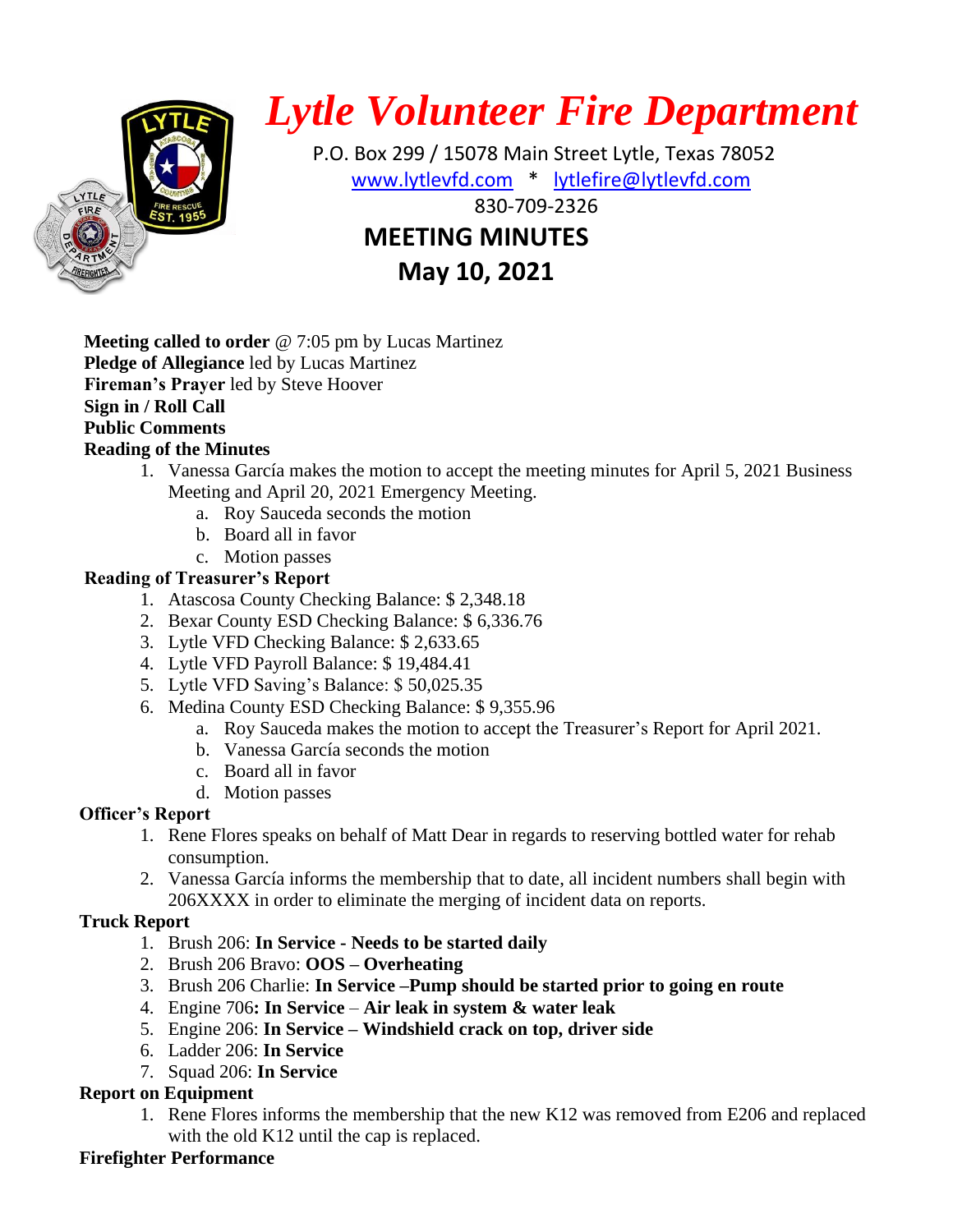# *Lytle Volunteer Fire Department*

P.O. Box 299 / 15078 Main Street Lytle, Texas 78052

www.lytlevfd.com * lytlefire@lytlevfd.com

830-709-2326

## MEETING MINUTES

## May 10, 2021

**Meeting called to order** @ 7:05 pm by Lucas Martinez
**Pledge of Allegiance** led by Lucas Martinez
**Fireman's Prayer** led by Steve Hoover
**Sign in / Roll Call**
**Public Comments**
**Reading of the Minutes**

1. Vanessa García makes the motion to accept the meeting minutes for April 5, 2021 Business Meeting and April 20, 2021 Emergency Meeting.
    a. Roy Sauceda seconds the motion
    b. Board all in favor
    c. Motion passes

**Reading of Treasurer's Report**

1. Atascosa County Checking Balance: $ 2,348.18
2. Bexar County ESD Checking Balance: $ 6,336.76
3. Lytle VFD Checking Balance: $ 2,633.65
4. Lytle VFD Payroll Balance: $ 19,484.41
5. Lytle VFD Saving's Balance: $ 50,025.35
6. Medina County ESD Checking Balance: $ 9,355.96
    a. Roy Sauceda makes the motion to accept the Treasurer's Report for April 2021.
    b. Vanessa García seconds the motion
    c. Board all in favor
    d. Motion passes

**Officer's Report**

1. Rene Flores speaks on behalf of Matt Dear in regards to reserving bottled water for rehab consumption.
2. Vanessa García informs the membership that to date, all incident numbers shall begin with 206XXXX in order to eliminate the merging of incident data on reports.

**Truck Report**

1. Brush 206: **In Service - Needs to be started daily**
2. Brush 206 Bravo: **OOS – Overheating**
3. Brush 206 Charlie: **In Service –Pump should be started prior to going en route**
4. Engine 706**: In Service** – **Air leak in system & water leak**
5. Engine 206: **In Service – Windshield crack on top, driver side**
6. Ladder 206: **In Service**
7. Squad 206: **In Service**

**Report on Equipment**

1. Rene Flores informs the membership that the new K12 was removed from E206 and replaced with the old K12 until the cap is replaced.

**Firefighter Performance**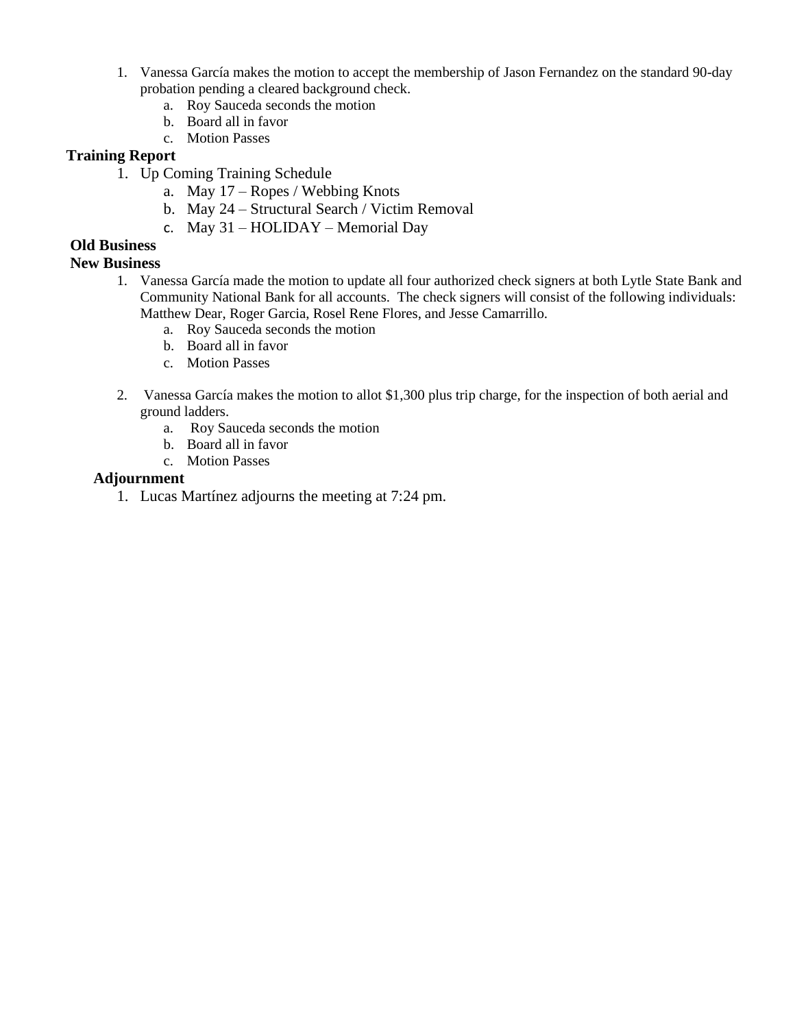1. Vanessa García makes the motion to accept the membership of Jason Fernandez on the standard 90-day probation pending a cleared background check.
    a. Roy Sauceda seconds the motion
    b. Board all in favor
    c. Motion Passes

**Training Report**

1. Up Coming Training Schedule
    a. May 17 – Ropes / Webbing Knots
    b. May 24 – Structural Search / Victim Removal
    c. May 31 – HOLIDAY – Memorial Day

**Old Business**

**New Business**

1. Vanessa García made the motion to update all four authorized check signers at both Lytle State Bank and Community National Bank for all accounts. The check signers will consist of the following individuals: Matthew Dear, Roger Garcia, Rosel Rene Flores, and Jesse Camarrillo.
    a. Roy Sauceda seconds the motion
    b. Board all in favor
    c. Motion Passes

2. Vanessa García makes the motion to allot $1,300 plus trip charge, for the inspection of both aerial and ground ladders.
    a. Roy Sauceda seconds the motion
    b. Board all in favor
    c. Motion Passes

**Adjournment**

1. Lucas Martínez adjourns the meeting at 7:24 pm.